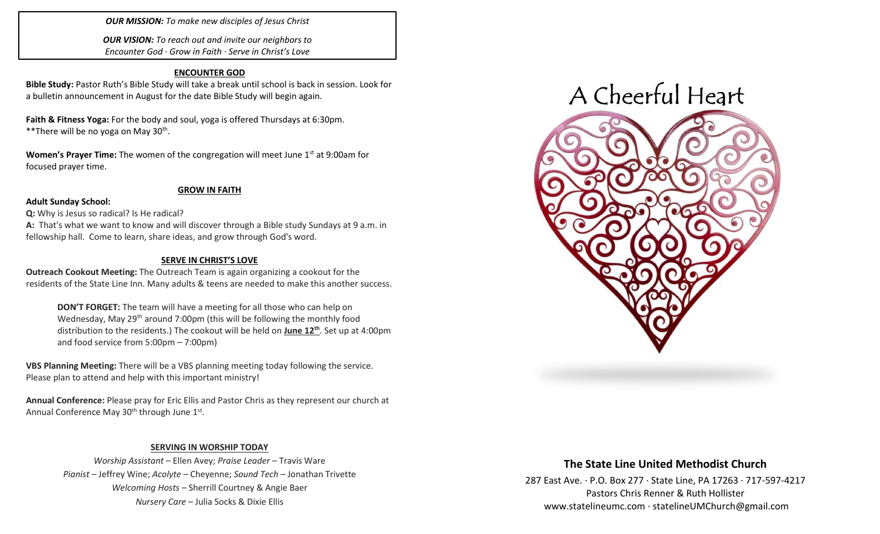***OUR MISSION:*** *To make new disciples of Jesus Christ*

***OUR VISION:*** *To reach out and invite our neighbors to Encounter God · Grow in Faith · Serve in Christ's Love*

## ENCOUNTER GOD

**Bible Study:** Pastor Ruth's Bible Study will take a break until school is back in session. Look for a bulletin announcement in August for the date Bible Study will begin again.

**Faith & Fitness Yoga:** For the body and soul, yoga is offered Thursdays at 6:30pm. **There will be no yoga on May 30th.

**Women's Prayer Time:** The women of the congregation will meet June 1st at 9:00am for focused prayer time.

## GROW IN FAITH

**Adult Sunday School:**

**Q:** Why is Jesus so radical? Is He radical?

**A:** That's what we want to know and will discover through a Bible study Sundays at 9 a.m. in fellowship hall. Come to learn, share ideas, and grow through God's word.

## SERVE IN CHRIST'S LOVE

**Outreach Cookout Meeting:** The Outreach Team is again organizing a cookout for the residents of the State Line Inn. Many adults & teens are needed to make this another success.

> **DON'T FORGET:** The team will have a meeting for all those who can help on Wednesday, May 29th around 7:00pm (this will be following the monthly food distribution to the residents.) The cookout will be held on **June 12th**. Set up at 4:00pm and food service from 5:00pm – 7:00pm)

**VBS Planning Meeting:** There will be a VBS planning meeting today following the service. Please plan to attend and help with this important ministry!

**Annual Conference:** Please pray for Eric Ellis and Pastor Chris as they represent our church at Annual Conference May 30th through June 1st.

## SERVING IN WORSHIP TODAY

*Worship Assistant* – Ellen Avey; *Praise Leader* – Travis Ware
*Pianist* – Jeffrey Wine; *Acolyte* – Cheyenne; *Sound Tech* – Jonathan Trivette
*Welcoming Hosts* – Sherrill Courtney & Angie Baer
*Nursery Care* – Julia Socks & Dixie Ellis

# A Cheerful Heart

## The State Line United Methodist Church

287 East Ave. · P.O. Box 277 · State Line, PA 17263 · 717-597-4217
Pastors Chris Renner & Ruth Hollister
www.statelineumc.com · statelineUMChurch@gmail.com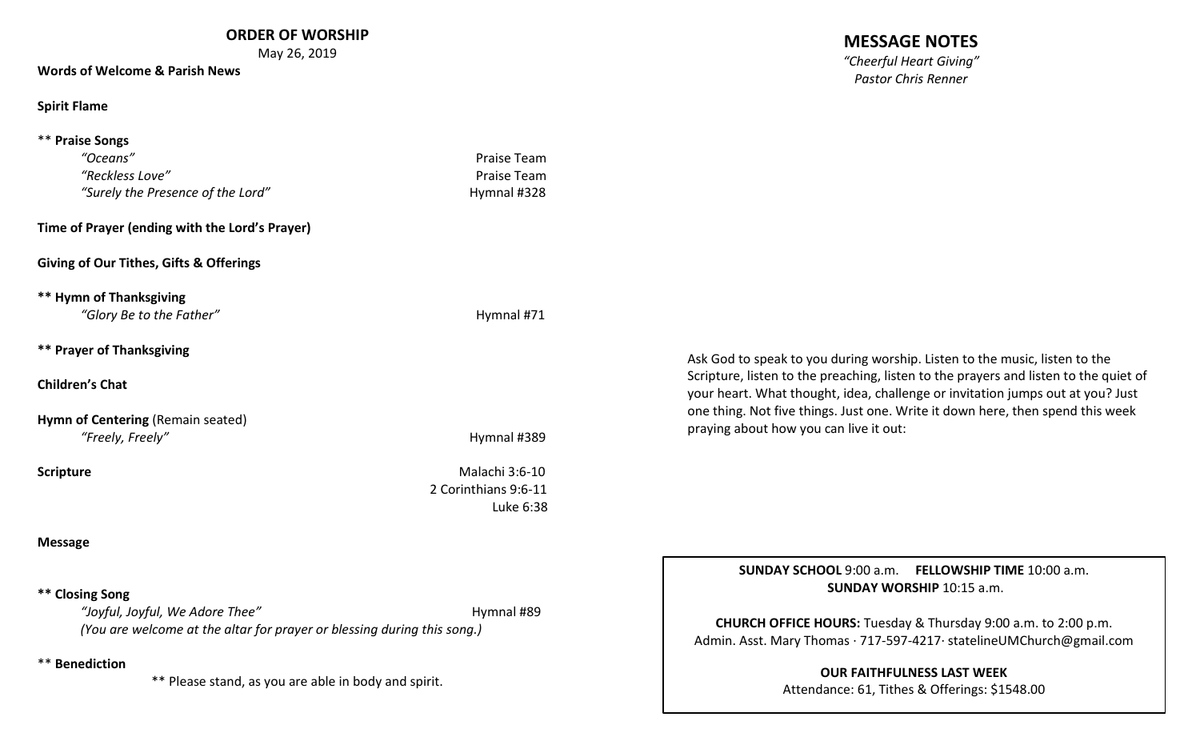## ORDER OF WORSHIP

May 26, 2019

**Words of Welcome & Parish News**

**Spirit Flame**

** **Praise Songs**

*"Oceans"* — Praise Team
*"Reckless Love"* — Praise Team
*"Surely the Presence of the Lord"* — Hymnal #328

**Time of Prayer (ending with the Lord's Prayer)**

**Giving of Our Tithes, Gifts & Offerings**

**** Hymn of Thanksgiving**

*"Glory Be to the Father"* — Hymnal #71

**** Prayer of Thanksgiving**

**Children's Chat**

**Hymn of Centering** (Remain seated)

*"Freely, Freely"* — Hymnal #389

**Scripture** — Malachi 3:6-10
2 Corinthians 9:6-11
Luke 6:38

**Message**

**** Closing Song**

*"Joyful, Joyful, We Adore Thee"* — Hymnal #89
*(You are welcome at the altar for prayer or blessing during this song.)*

** **Benediction**

** Please stand, as you are able in body and spirit.

## MESSAGE NOTES

*"Cheerful Heart Giving"*
*Pastor Chris Renner*

Ask God to speak to you during worship. Listen to the music, listen to the Scripture, listen to the preaching, listen to the prayers and listen to the quiet of your heart. What thought, idea, challenge or invitation jumps out at you? Just one thing. Not five things. Just one. Write it down here, then spend this week praying about how you can live it out:

**SUNDAY SCHOOL** 9:00 a.m. **FELLOWSHIP TIME** 10:00 a.m.
**SUNDAY WORSHIP** 10:15 a.m.

**CHURCH OFFICE HOURS:** Tuesday & Thursday 9:00 a.m. to 2:00 p.m.
Admin. Asst. Mary Thomas · 717-597-4217· statelineUMChurch@gmail.com

**OUR FAITHFULNESS LAST WEEK**
Attendance: 61, Tithes & Offerings: $1548.00